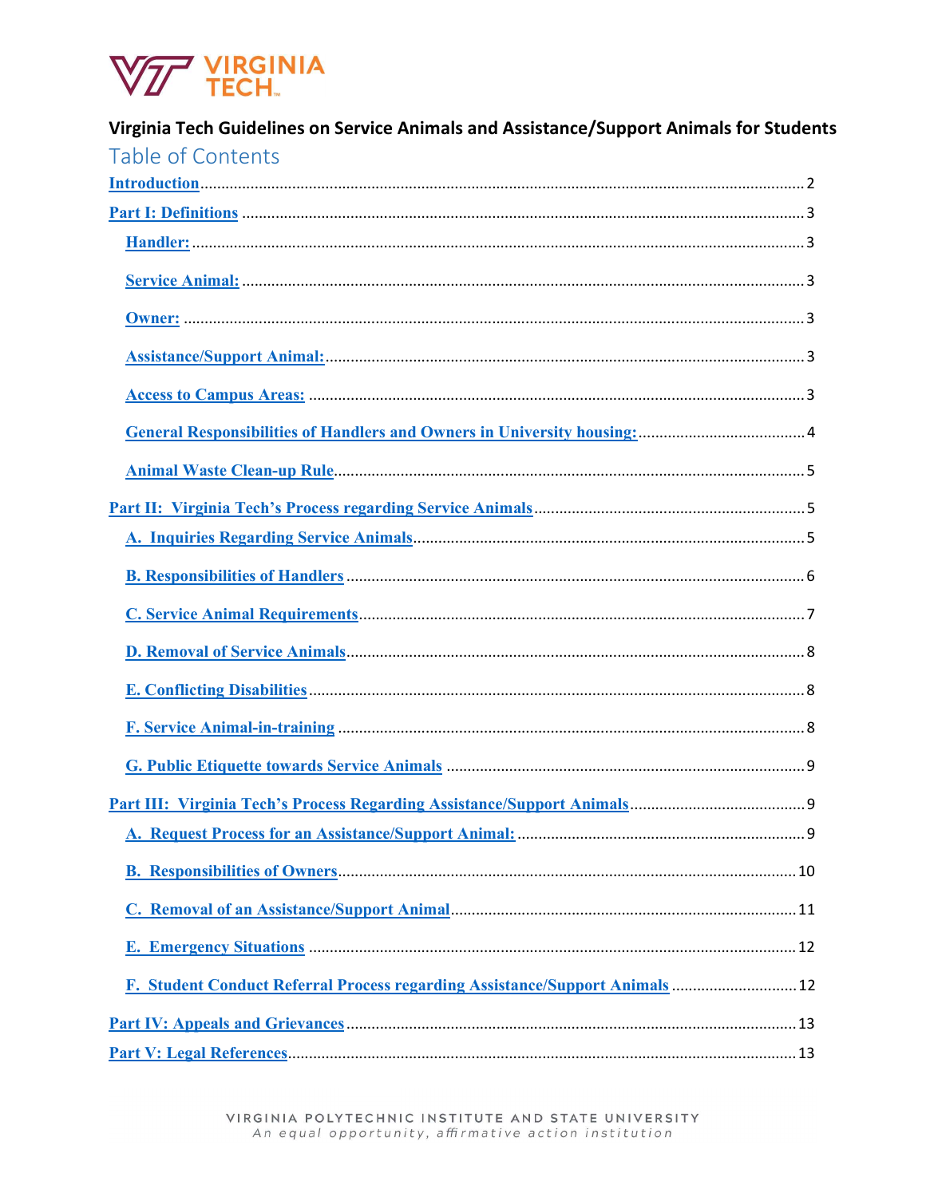VIRGINIA TECH

**Virginia Tech Guidelines on Service Animals and Assistance/Support Animals for Students**

# Table of Contents

- Introduction ........ 2
- Part I: Definitions ........ 3
  - Handler: ........ 3
  - Service Animal: ........ 3
  - Owner: ........ 3
  - Assistance/Support Animal: ........ 3
  - Access to Campus Areas: ........ 3
  - General Responsibilities of Handlers and Owners in University housing: ........ 4
  - Animal Waste Clean-up Rule ........ 5
- Part II: Virginia Tech's Process regarding Service Animals ........ 5
  - A. Inquiries Regarding Service Animals ........ 5
  - B. Responsibilities of Handlers ........ 6
  - C. Service Animal Requirements ........ 7
  - D. Removal of Service Animals ........ 8
  - E. Conflicting Disabilities ........ 8
  - F. Service Animal-in-training ........ 8
  - G. Public Etiquette towards Service Animals ........ 9
- Part III: Virginia Tech's Process Regarding Assistance/Support Animals ........ 9
  - A. Request Process for an Assistance/Support Animal: ........ 9
  - B. Responsibilities of Owners ........ 10
  - C. Removal of an Assistance/Support Animal ........ 11
  - E. Emergency Situations ........ 12
  - F. Student Conduct Referral Process regarding Assistance/Support Animals ........ 12
- Part IV: Appeals and Grievances ........ 13
- Part V: Legal References ........ 13

VIRGINIA POLYTECHNIC INSTITUTE AND STATE UNIVERSITY
*An equal opportunity, affirmative action institution*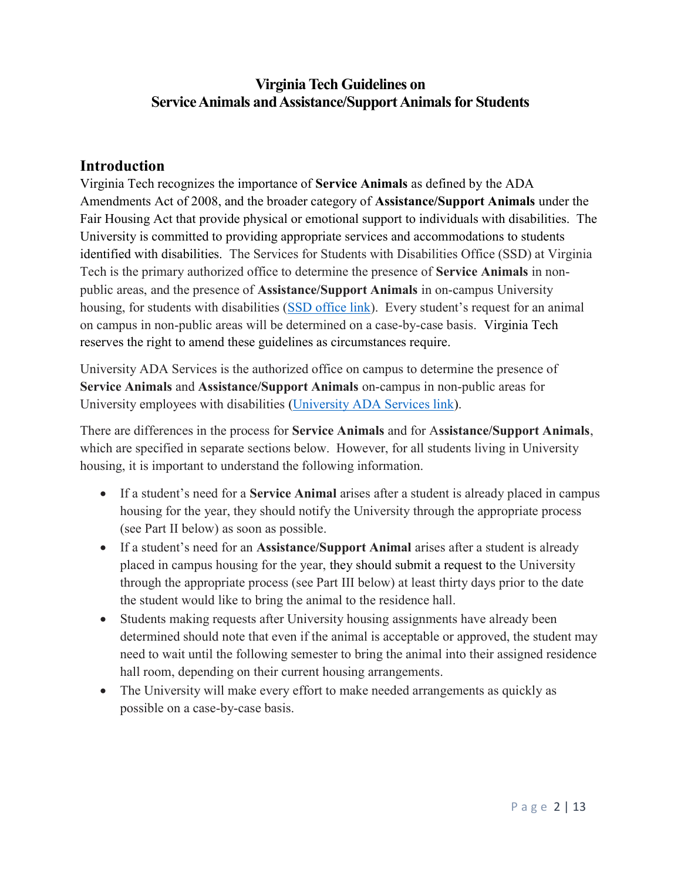# Virginia Tech Guidelines on Service Animals and Assistance/Support Animals for Students

## Introduction

Virginia Tech recognizes the importance of **Service Animals** as defined by the ADA Amendments Act of 2008, and the broader category of **Assistance/Support Animals** under the Fair Housing Act that provide physical or emotional support to individuals with disabilities. The University is committed to providing appropriate services and accommodations to students identified with disabilities. The Services for Students with Disabilities Office (SSD) at Virginia Tech is the primary authorized office to determine the presence of **Service Animals** in non-public areas, and the presence of **Assistance/Support Animals** in on-campus University housing, for students with disabilities (SSD office link). Every student's request for an animal on campus in non-public areas will be determined on a case-by-case basis. Virginia Tech reserves the right to amend these guidelines as circumstances require.

University ADA Services is the authorized office on campus to determine the presence of **Service Animals** and **Assistance/Support Animals** on-campus in non-public areas for University employees with disabilities (University ADA Services link).

There are differences in the process for **Service Animals** and for **Assistance/Support Animals**, which are specified in separate sections below. However, for all students living in University housing, it is important to understand the following information.

- If a student's need for a **Service Animal** arises after a student is already placed in campus housing for the year, they should notify the University through the appropriate process (see Part II below) as soon as possible.
- If a student's need for an **Assistance/Support Animal** arises after a student is already placed in campus housing for the year, they should submit a request to the University through the appropriate process (see Part III below) at least thirty days prior to the date the student would like to bring the animal to the residence hall.
- Students making requests after University housing assignments have already been determined should note that even if the animal is acceptable or approved, the student may need to wait until the following semester to bring the animal into their assigned residence hall room, depending on their current housing arrangements.
- The University will make every effort to make needed arrangements as quickly as possible on a case-by-case basis.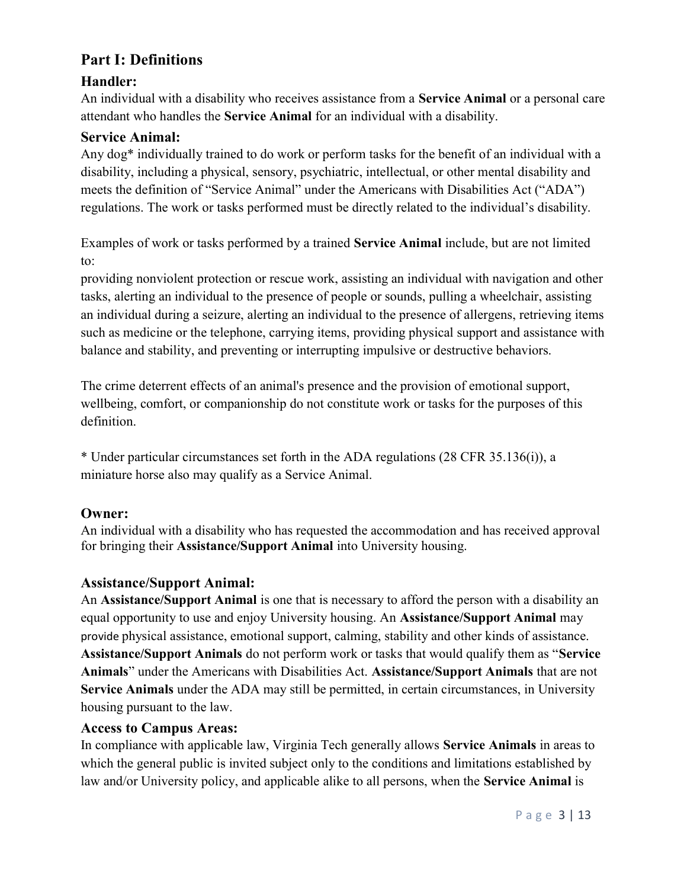## Part I: Definitions

### Handler:

An individual with a disability who receives assistance from a **Service Animal** or a personal care attendant who handles the **Service Animal** for an individual with a disability.

### Service Animal:

Any dog* individually trained to do work or perform tasks for the benefit of an individual with a disability, including a physical, sensory, psychiatric, intellectual, or other mental disability and meets the definition of "Service Animal" under the Americans with Disabilities Act ("ADA") regulations. The work or tasks performed must be directly related to the individual's disability.

Examples of work or tasks performed by a trained **Service Animal** include, but are not limited to:
providing nonviolent protection or rescue work, assisting an individual with navigation and other tasks, alerting an individual to the presence of people or sounds, pulling a wheelchair, assisting an individual during a seizure, alerting an individual to the presence of allergens, retrieving items such as medicine or the telephone, carrying items, providing physical support and assistance with balance and stability, and preventing or interrupting impulsive or destructive behaviors.

The crime deterrent effects of an animal's presence and the provision of emotional support, wellbeing, comfort, or companionship do not constitute work or tasks for the purposes of this definition.

* Under particular circumstances set forth in the ADA regulations (28 CFR 35.136(i)), a miniature horse also may qualify as a Service Animal.

### Owner:

An individual with a disability who has requested the accommodation and has received approval for bringing their **Assistance/Support Animal** into University housing.

### Assistance/Support Animal:

An **Assistance/Support Animal** is one that is necessary to afford the person with a disability an equal opportunity to use and enjoy University housing. An **Assistance/Support Animal** may provide physical assistance, emotional support, calming, stability and other kinds of assistance. **Assistance/Support Animals** do not perform work or tasks that would qualify them as "**Service Animals**" under the Americans with Disabilities Act. **Assistance/Support Animals** that are not **Service Animals** under the ADA may still be permitted, in certain circumstances, in University housing pursuant to the law.

### Access to Campus Areas:

In compliance with applicable law, Virginia Tech generally allows **Service Animals** in areas to which the general public is invited subject only to the conditions and limitations established by law and/or University policy, and applicable alike to all persons, when the **Service Animal** is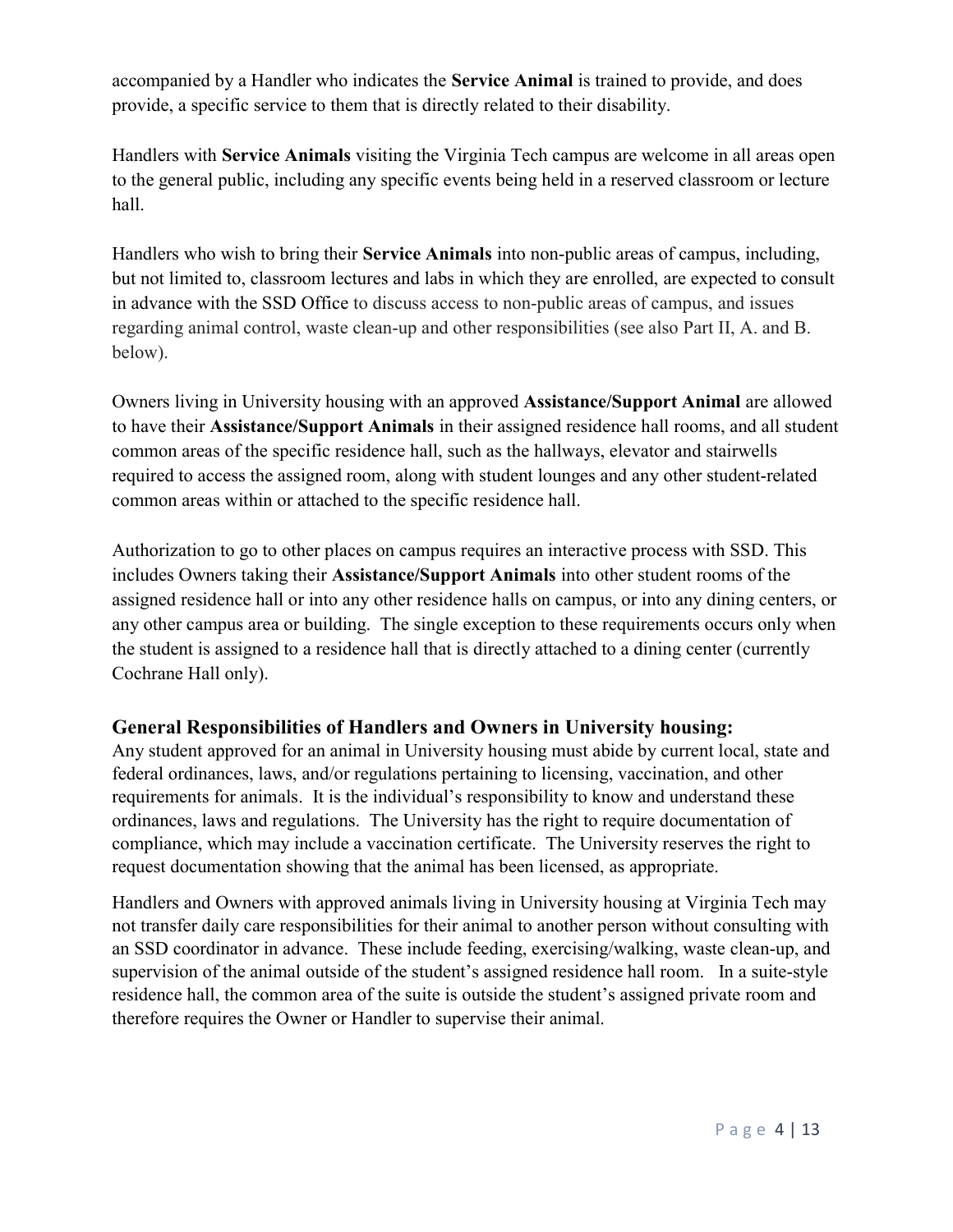accompanied by a Handler who indicates the **Service Animal** is trained to provide, and does provide, a specific service to them that is directly related to their disability.

Handlers with **Service Animals** visiting the Virginia Tech campus are welcome in all areas open to the general public, including any specific events being held in a reserved classroom or lecture hall.

Handlers who wish to bring their **Service Animals** into non-public areas of campus, including, but not limited to, classroom lectures and labs in which they are enrolled, are expected to consult in advance with the SSD Office to discuss access to non-public areas of campus, and issues regarding animal control, waste clean-up and other responsibilities (see also Part II, A. and B. below).

Owners living in University housing with an approved **Assistance/Support Animal** are allowed to have their **Assistance/Support Animals** in their assigned residence hall rooms, and all student common areas of the specific residence hall, such as the hallways, elevator and stairwells required to access the assigned room, along with student lounges and any other student-related common areas within or attached to the specific residence hall.

Authorization to go to other places on campus requires an interactive process with SSD. This includes Owners taking their **Assistance/Support Animals** into other student rooms of the assigned residence hall or into any other residence halls on campus, or into any dining centers, or any other campus area or building. The single exception to these requirements occurs only when the student is assigned to a residence hall that is directly attached to a dining center (currently Cochrane Hall only).

### General Responsibilities of Handlers and Owners in University housing:

Any student approved for an animal in University housing must abide by current local, state and federal ordinances, laws, and/or regulations pertaining to licensing, vaccination, and other requirements for animals. It is the individual's responsibility to know and understand these ordinances, laws and regulations. The University has the right to require documentation of compliance, which may include a vaccination certificate. The University reserves the right to request documentation showing that the animal has been licensed, as appropriate.

Handlers and Owners with approved animals living in University housing at Virginia Tech may not transfer daily care responsibilities for their animal to another person without consulting with an SSD coordinator in advance. These include feeding, exercising/walking, waste clean-up, and supervision of the animal outside of the student's assigned residence hall room. In a suite-style residence hall, the common area of the suite is outside the student's assigned private room and therefore requires the Owner or Handler to supervise their animal.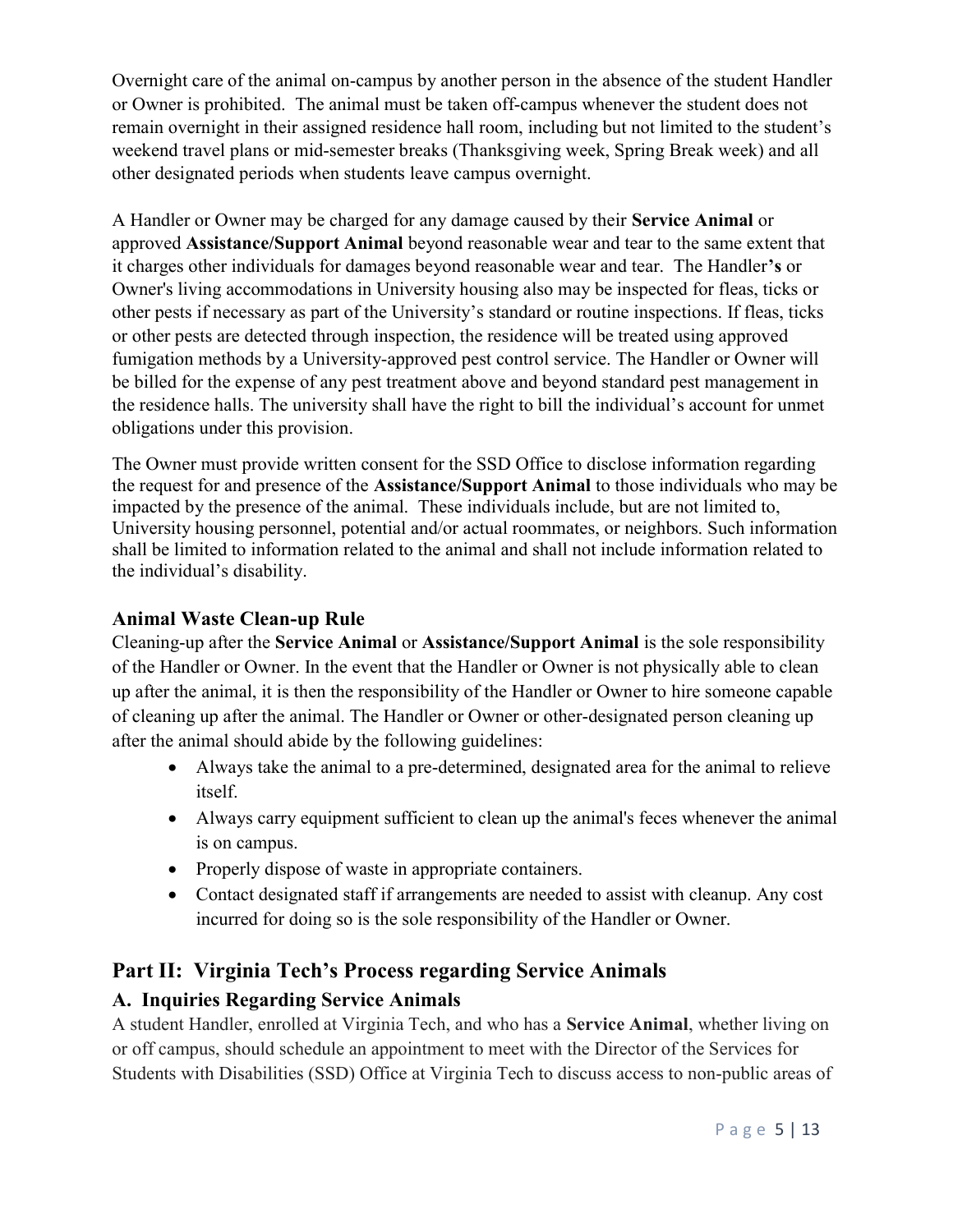Overnight care of the animal on-campus by another person in the absence of the student Handler or Owner is prohibited. The animal must be taken off-campus whenever the student does not remain overnight in their assigned residence hall room, including but not limited to the student's weekend travel plans or mid-semester breaks (Thanksgiving week, Spring Break week) and all other designated periods when students leave campus overnight.

A Handler or Owner may be charged for any damage caused by their **Service Animal** or approved **Assistance/Support Animal** beyond reasonable wear and tear to the same extent that it charges other individuals for damages beyond reasonable wear and tear. The Handler**'s** or Owner's living accommodations in University housing also may be inspected for fleas, ticks or other pests if necessary as part of the University's standard or routine inspections. If fleas, ticks or other pests are detected through inspection, the residence will be treated using approved fumigation methods by a University-approved pest control service. The Handler or Owner will be billed for the expense of any pest treatment above and beyond standard pest management in the residence halls. The university shall have the right to bill the individual's account for unmet obligations under this provision.

The Owner must provide written consent for the SSD Office to disclose information regarding the request for and presence of the **Assistance/Support Animal** to those individuals who may be impacted by the presence of the animal. These individuals include, but are not limited to, University housing personnel, potential and/or actual roommates, or neighbors. Such information shall be limited to information related to the animal and shall not include information related to the individual's disability.

### Animal Waste Clean-up Rule

Cleaning-up after the **Service Animal** or **Assistance/Support Animal** is the sole responsibility of the Handler or Owner. In the event that the Handler or Owner is not physically able to clean up after the animal, it is then the responsibility of the Handler or Owner to hire someone capable of cleaning up after the animal. The Handler or Owner or other-designated person cleaning up after the animal should abide by the following guidelines:

- Always take the animal to a pre-determined, designated area for the animal to relieve itself.
- Always carry equipment sufficient to clean up the animal's feces whenever the animal is on campus.
- Properly dispose of waste in appropriate containers.
- Contact designated staff if arrangements are needed to assist with cleanup. Any cost incurred for doing so is the sole responsibility of the Handler or Owner.

## Part II: Virginia Tech's Process regarding Service Animals

### A. Inquiries Regarding Service Animals

A student Handler, enrolled at Virginia Tech, and who has a **Service Animal**, whether living on or off campus, should schedule an appointment to meet with the Director of the Services for Students with Disabilities (SSD) Office at Virginia Tech to discuss access to non-public areas of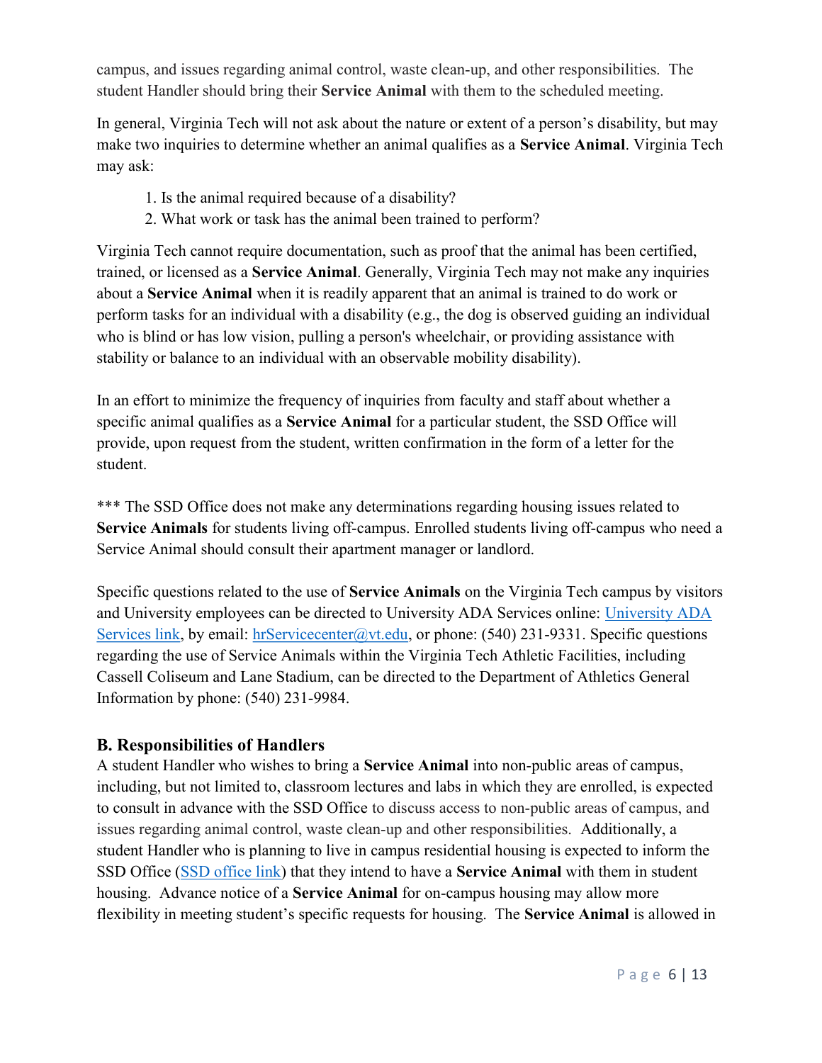campus, and issues regarding animal control, waste clean-up, and other responsibilities. The student Handler should bring their **Service Animal** with them to the scheduled meeting.

In general, Virginia Tech will not ask about the nature or extent of a person's disability, but may make two inquiries to determine whether an animal qualifies as a **Service Animal**. Virginia Tech may ask:

1. Is the animal required because of a disability?
2. What work or task has the animal been trained to perform?

Virginia Tech cannot require documentation, such as proof that the animal has been certified, trained, or licensed as a **Service Animal**. Generally, Virginia Tech may not make any inquiries about a **Service Animal** when it is readily apparent that an animal is trained to do work or perform tasks for an individual with a disability (e.g., the dog is observed guiding an individual who is blind or has low vision, pulling a person's wheelchair, or providing assistance with stability or balance to an individual with an observable mobility disability).

In an effort to minimize the frequency of inquiries from faculty and staff about whether a specific animal qualifies as a **Service Animal** for a particular student, the SSD Office will provide, upon request from the student, written confirmation in the form of a letter for the student.

*** The SSD Office does not make any determinations regarding housing issues related to **Service Animals** for students living off-campus. Enrolled students living off-campus who need a Service Animal should consult their apartment manager or landlord.

Specific questions related to the use of **Service Animals** on the Virginia Tech campus by visitors and University employees can be directed to University ADA Services online: University ADA Services link, by email: hrServicecenter@vt.edu, or phone: (540) 231-9331. Specific questions regarding the use of Service Animals within the Virginia Tech Athletic Facilities, including Cassell Coliseum and Lane Stadium, can be directed to the Department of Athletics General Information by phone: (540) 231-9984.

## B. Responsibilities of Handlers

A student Handler who wishes to bring a **Service Animal** into non-public areas of campus, including, but not limited to, classroom lectures and labs in which they are enrolled, is expected to consult in advance with the SSD Office to discuss access to non-public areas of campus, and issues regarding animal control, waste clean-up and other responsibilities. Additionally, a student Handler who is planning to live in campus residential housing is expected to inform the SSD Office (SSD office link) that they intend to have a **Service Animal** with them in student housing. Advance notice of a **Service Animal** for on-campus housing may allow more flexibility in meeting student's specific requests for housing. The **Service Animal** is allowed in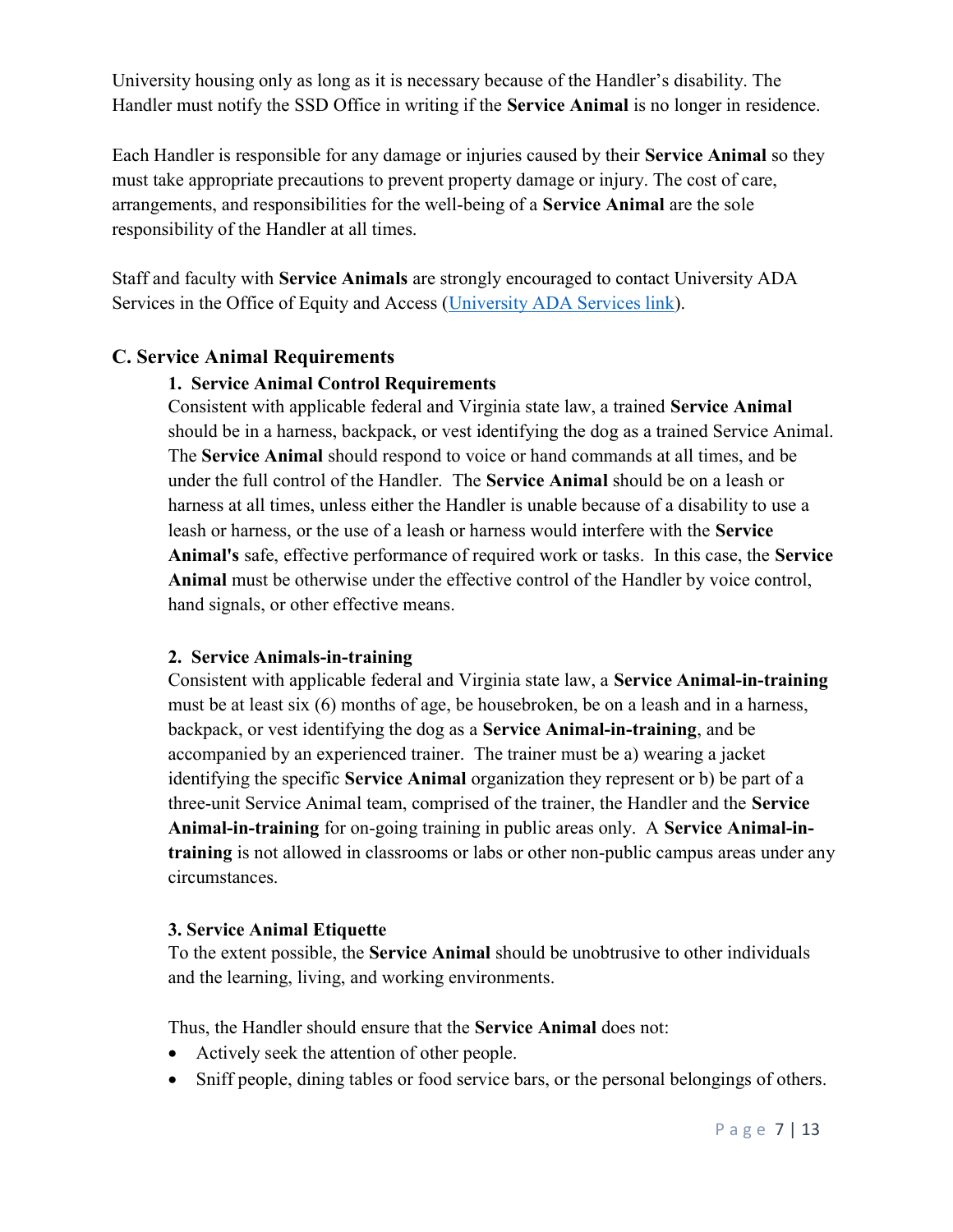University housing only as long as it is necessary because of the Handler's disability. The Handler must notify the SSD Office in writing if the **Service Animal** is no longer in residence.

Each Handler is responsible for any damage or injuries caused by their **Service Animal** so they must take appropriate precautions to prevent property damage or injury. The cost of care, arrangements, and responsibilities for the well-being of a **Service Animal** are the sole responsibility of the Handler at all times.

Staff and faculty with **Service Animals** are strongly encouraged to contact University ADA Services in the Office of Equity and Access (University ADA Services link).

## C. Service Animal Requirements

### 1. Service Animal Control Requirements

Consistent with applicable federal and Virginia state law, a trained **Service Animal** should be in a harness, backpack, or vest identifying the dog as a trained Service Animal. The **Service Animal** should respond to voice or hand commands at all times, and be under the full control of the Handler. The **Service Animal** should be on a leash or harness at all times, unless either the Handler is unable because of a disability to use a leash or harness, or the use of a leash or harness would interfere with the **Service Animal's** safe, effective performance of required work or tasks. In this case, the **Service Animal** must be otherwise under the effective control of the Handler by voice control, hand signals, or other effective means.

### 2. Service Animals-in-training

Consistent with applicable federal and Virginia state law, a **Service Animal-in-training** must be at least six (6) months of age, be housebroken, be on a leash and in a harness, backpack, or vest identifying the dog as a **Service Animal-in-training**, and be accompanied by an experienced trainer. The trainer must be a) wearing a jacket identifying the specific **Service Animal** organization they represent or b) be part of a three-unit Service Animal team, comprised of the trainer, the Handler and the **Service Animal-in-training** for on-going training in public areas only. A **Service Animal-in-training** is not allowed in classrooms or labs or other non-public campus areas under any circumstances.

### 3. Service Animal Etiquette

To the extent possible, the **Service Animal** should be unobtrusive to other individuals and the learning, living, and working environments.

Thus, the Handler should ensure that the **Service Animal** does not:

- Actively seek the attention of other people.
- Sniff people, dining tables or food service bars, or the personal belongings of others.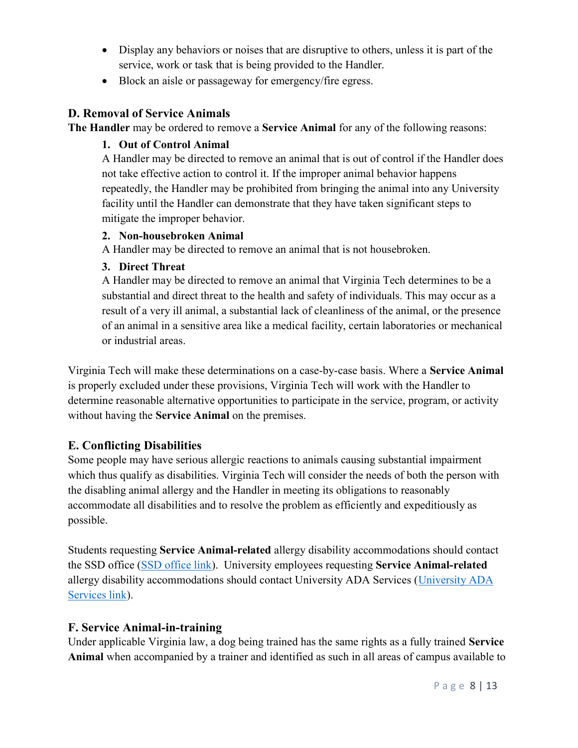- Display any behaviors or noises that are disruptive to others, unless it is part of the service, work or task that is being provided to the Handler.
- Block an aisle or passageway for emergency/fire egress.

### D. Removal of Service Animals

**The Handler** may be ordered to remove a **Service Animal** for any of the following reasons:

1. **Out of Control Animal**
   A Handler may be directed to remove an animal that is out of control if the Handler does not take effective action to control it. If the improper animal behavior happens repeatedly, the Handler may be prohibited from bringing the animal into any University facility until the Handler can demonstrate that they have taken significant steps to mitigate the improper behavior.
2. **Non-housebroken Animal**
   A Handler may be directed to remove an animal that is not housebroken.
3. **Direct Threat**
   A Handler may be directed to remove an animal that Virginia Tech determines to be a substantial and direct threat to the health and safety of individuals. This may occur as a result of a very ill animal, a substantial lack of cleanliness of the animal, or the presence of an animal in a sensitive area like a medical facility, certain laboratories or mechanical or industrial areas.

Virginia Tech will make these determinations on a case-by-case basis. Where a **Service Animal** is properly excluded under these provisions, Virginia Tech will work with the Handler to determine reasonable alternative opportunities to participate in the service, program, or activity without having the **Service Animal** on the premises.

### E. Conflicting Disabilities

Some people may have serious allergic reactions to animals causing substantial impairment which thus qualify as disabilities. Virginia Tech will consider the needs of both the person with the disabling animal allergy and the Handler in meeting its obligations to reasonably accommodate all disabilities and to resolve the problem as efficiently and expeditiously as possible.

Students requesting **Service Animal-related** allergy disability accommodations should contact the SSD office (SSD office link). University employees requesting **Service Animal-related** allergy disability accommodations should contact University ADA Services (University ADA Services link).

### F. Service Animal-in-training

Under applicable Virginia law, a dog being trained has the same rights as a fully trained **Service Animal** when accompanied by a trainer and identified as such in all areas of campus available to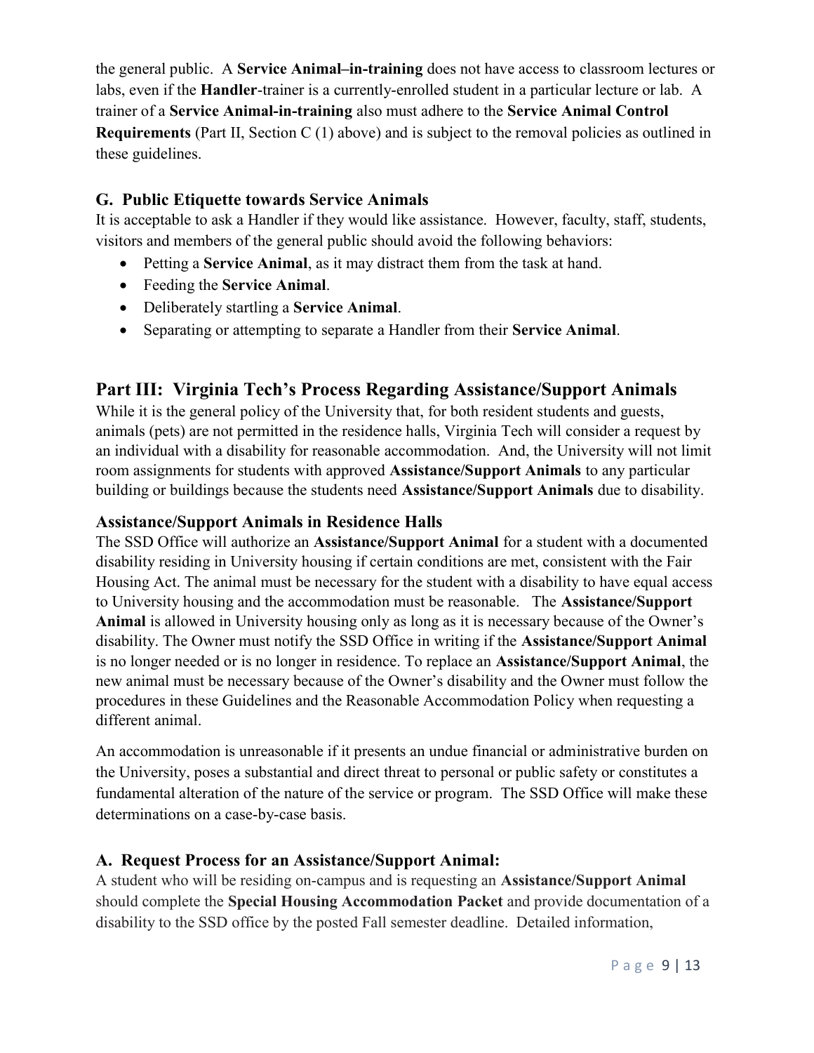the general public. A **Service Animal–in-training** does not have access to classroom lectures or labs, even if the **Handler**-trainer is a currently-enrolled student in a particular lecture or lab. A trainer of a **Service Animal-in-training** also must adhere to the **Service Animal Control Requirements** (Part II, Section C (1) above) and is subject to the removal policies as outlined in these guidelines.

### G. Public Etiquette towards Service Animals

It is acceptable to ask a Handler if they would like assistance. However, faculty, staff, students, visitors and members of the general public should avoid the following behaviors:

- Petting a **Service Animal**, as it may distract them from the task at hand.
- Feeding the **Service Animal**.
- Deliberately startling a **Service Animal**.
- Separating or attempting to separate a Handler from their **Service Animal**.

## Part III: Virginia Tech's Process Regarding Assistance/Support Animals

While it is the general policy of the University that, for both resident students and guests, animals (pets) are not permitted in the residence halls, Virginia Tech will consider a request by an individual with a disability for reasonable accommodation. And, the University will not limit room assignments for students with approved **Assistance/Support Animals** to any particular building or buildings because the students need **Assistance/Support Animals** due to disability.

### Assistance/Support Animals in Residence Halls

The SSD Office will authorize an **Assistance/Support Animal** for a student with a documented disability residing in University housing if certain conditions are met, consistent with the Fair Housing Act. The animal must be necessary for the student with a disability to have equal access to University housing and the accommodation must be reasonable. The **Assistance/Support Animal** is allowed in University housing only as long as it is necessary because of the Owner's disability. The Owner must notify the SSD Office in writing if the **Assistance/Support Animal** is no longer needed or is no longer in residence. To replace an **Assistance/Support Animal**, the new animal must be necessary because of the Owner's disability and the Owner must follow the procedures in these Guidelines and the Reasonable Accommodation Policy when requesting a different animal.

An accommodation is unreasonable if it presents an undue financial or administrative burden on the University, poses a substantial and direct threat to personal or public safety or constitutes a fundamental alteration of the nature of the service or program. The SSD Office will make these determinations on a case-by-case basis.

### A. Request Process for an Assistance/Support Animal:

A student who will be residing on-campus and is requesting an **Assistance/Support Animal** should complete the **Special Housing Accommodation Packet** and provide documentation of a disability to the SSD office by the posted Fall semester deadline. Detailed information,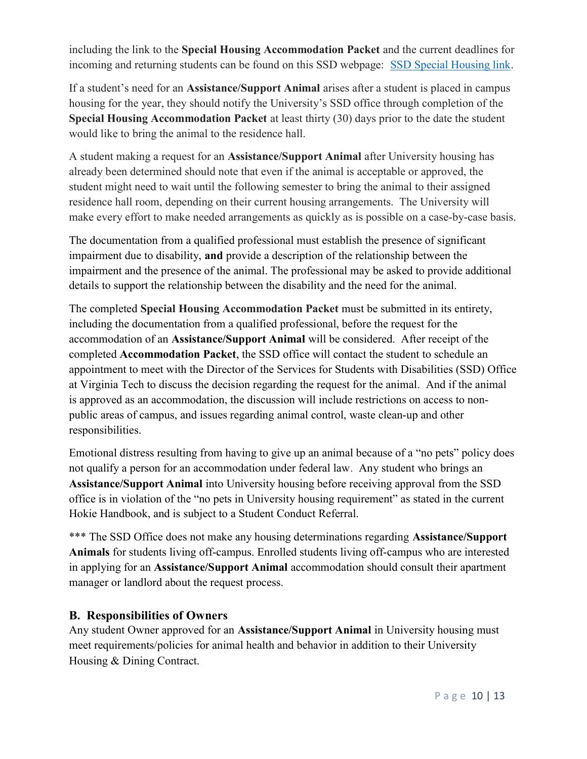including the link to the **Special Housing Accommodation Packet** and the current deadlines for incoming and returning students can be found on this SSD webpage: [SSD Special Housing link](#).

If a student's need for an **Assistance/Support Animal** arises after a student is placed in campus housing for the year, they should notify the University's SSD office through completion of the **Special Housing Accommodation Packet** at least thirty (30) days prior to the date the student would like to bring the animal to the residence hall.

A student making a request for an **Assistance/Support Animal** after University housing has already been determined should note that even if the animal is acceptable or approved, the student might need to wait until the following semester to bring the animal to their assigned residence hall room, depending on their current housing arrangements. The University will make every effort to make needed arrangements as quickly as is possible on a case-by-case basis.

The documentation from a qualified professional must establish the presence of significant impairment due to disability, **and** provide a description of the relationship between the impairment and the presence of the animal. The professional may be asked to provide additional details to support the relationship between the disability and the need for the animal.

The completed **Special Housing Accommodation Packet** must be submitted in its entirety, including the documentation from a qualified professional, before the request for the accommodation of an **Assistance/Support Animal** will be considered. After receipt of the completed **Accommodation Packet**, the SSD office will contact the student to schedule an appointment to meet with the Director of the Services for Students with Disabilities (SSD) Office at Virginia Tech to discuss the decision regarding the request for the animal. And if the animal is approved as an accommodation, the discussion will include restrictions on access to non-public areas of campus, and issues regarding animal control, waste clean-up and other responsibilities.

Emotional distress resulting from having to give up an animal because of a "no pets" policy does not qualify a person for an accommodation under federal law. Any student who brings an **Assistance/Support Animal** into University housing before receiving approval from the SSD office is in violation of the "no pets in University housing requirement" as stated in the current Hokie Handbook, and is subject to a Student Conduct Referral.

*** The SSD Office does not make any housing determinations regarding **Assistance/Support Animals** for students living off-campus. Enrolled students living off-campus who are interested in applying for an **Assistance/Support Animal** accommodation should consult their apartment manager or landlord about the request process.

## B. Responsibilities of Owners

Any student Owner approved for an **Assistance/Support Animal** in University housing must meet requirements/policies for animal health and behavior in addition to their University Housing & Dining Contract.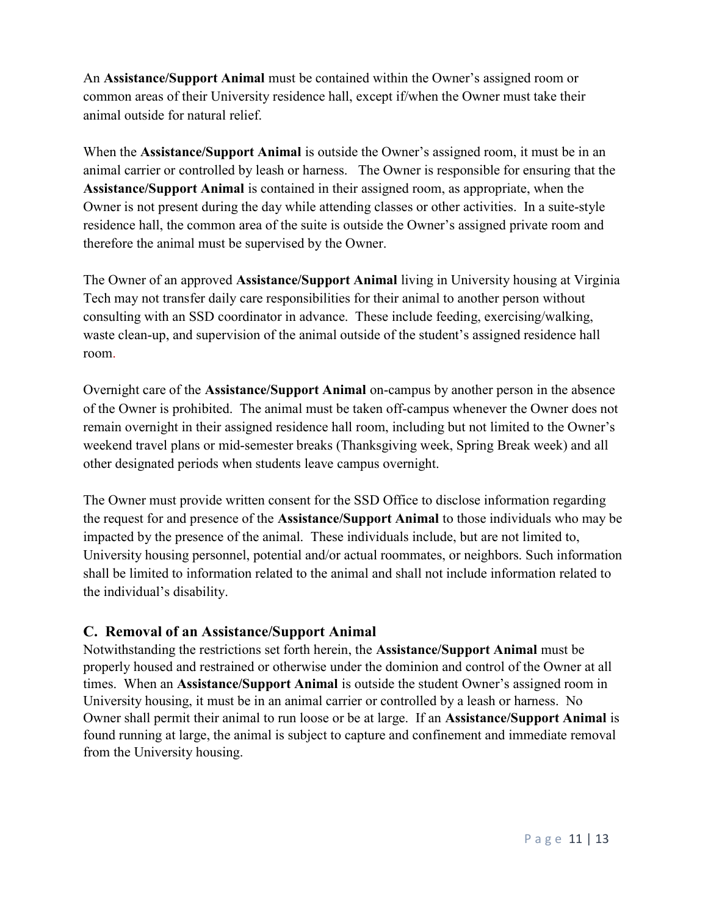An **Assistance/Support Animal** must be contained within the Owner's assigned room or common areas of their University residence hall, except if/when the Owner must take their animal outside for natural relief.

When the **Assistance/Support Animal** is outside the Owner's assigned room, it must be in an animal carrier or controlled by leash or harness. The Owner is responsible for ensuring that the **Assistance/Support Animal** is contained in their assigned room, as appropriate, when the Owner is not present during the day while attending classes or other activities. In a suite-style residence hall, the common area of the suite is outside the Owner's assigned private room and therefore the animal must be supervised by the Owner.

The Owner of an approved **Assistance/Support Animal** living in University housing at Virginia Tech may not transfer daily care responsibilities for their animal to another person without consulting with an SSD coordinator in advance. These include feeding, exercising/walking, waste clean-up, and supervision of the animal outside of the student's assigned residence hall room.

Overnight care of the **Assistance/Support Animal** on-campus by another person in the absence of the Owner is prohibited. The animal must be taken off-campus whenever the Owner does not remain overnight in their assigned residence hall room, including but not limited to the Owner's weekend travel plans or mid-semester breaks (Thanksgiving week, Spring Break week) and all other designated periods when students leave campus overnight.

The Owner must provide written consent for the SSD Office to disclose information regarding the request for and presence of the **Assistance/Support Animal** to those individuals who may be impacted by the presence of the animal. These individuals include, but are not limited to, University housing personnel, potential and/or actual roommates, or neighbors. Such information shall be limited to information related to the animal and shall not include information related to the individual's disability.

## C. Removal of an Assistance/Support Animal

Notwithstanding the restrictions set forth herein, the **Assistance/Support Animal** must be properly housed and restrained or otherwise under the dominion and control of the Owner at all times. When an **Assistance/Support Animal** is outside the student Owner's assigned room in University housing, it must be in an animal carrier or controlled by a leash or harness. No Owner shall permit their animal to run loose or be at large. If an **Assistance/Support Animal** is found running at large, the animal is subject to capture and confinement and immediate removal from the University housing.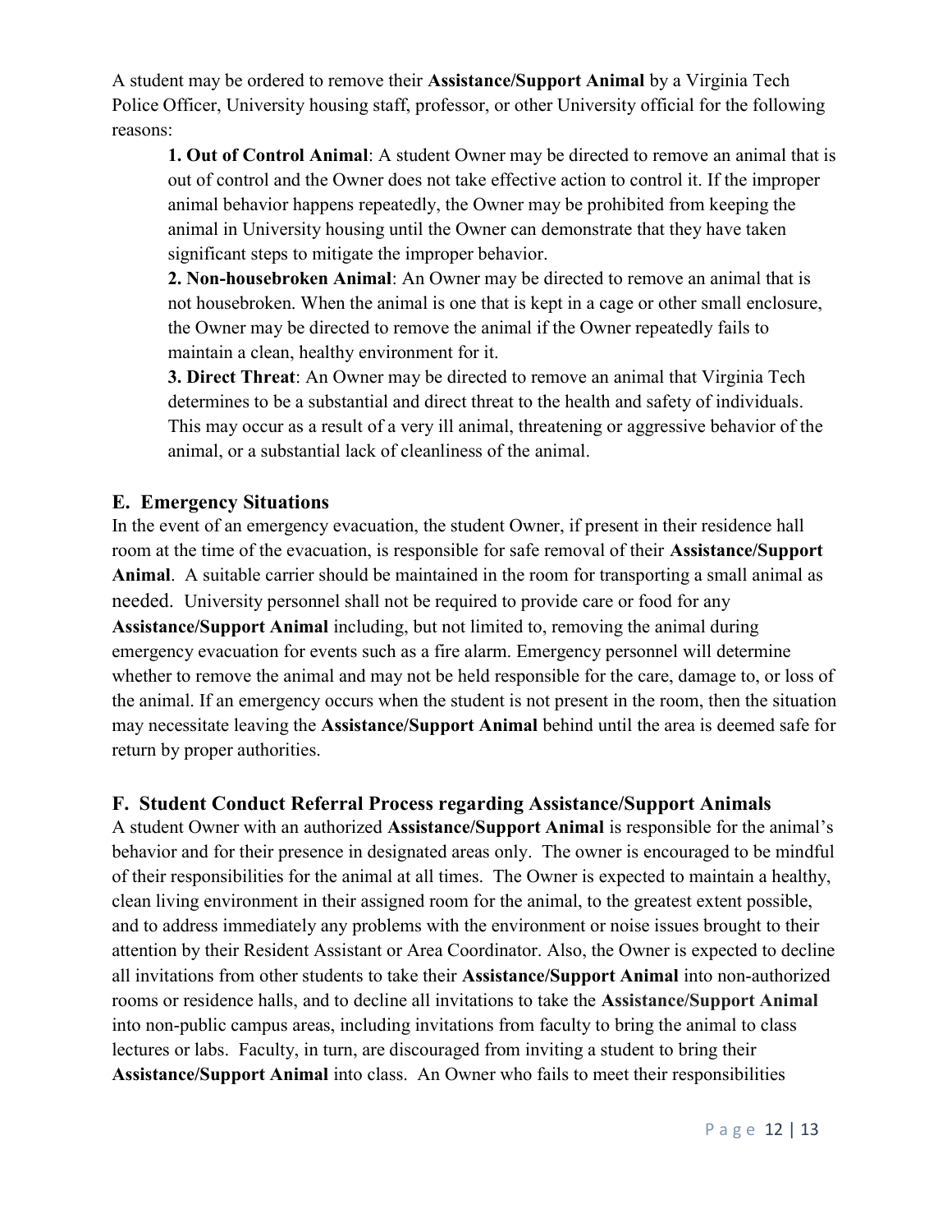A student may be ordered to remove their **Assistance/Support Animal** by a Virginia Tech Police Officer, University housing staff, professor, or other University official for the following reasons:

1. **Out of Control Animal**: A student Owner may be directed to remove an animal that is out of control and the Owner does not take effective action to control it. If the improper animal behavior happens repeatedly, the Owner may be prohibited from keeping the animal in University housing until the Owner can demonstrate that they have taken significant steps to mitigate the improper behavior.
2. **Non-housebroken Animal**: An Owner may be directed to remove an animal that is not housebroken. When the animal is one that is kept in a cage or other small enclosure, the Owner may be directed to remove the animal if the Owner repeatedly fails to maintain a clean, healthy environment for it.
3. **Direct Threat**: An Owner may be directed to remove an animal that Virginia Tech determines to be a substantial and direct threat to the health and safety of individuals. This may occur as a result of a very ill animal, threatening or aggressive behavior of the animal, or a substantial lack of cleanliness of the animal.

## E. Emergency Situations

In the event of an emergency evacuation, the student Owner, if present in their residence hall room at the time of the evacuation, is responsible for safe removal of their **Assistance/Support Animal**. A suitable carrier should be maintained in the room for transporting a small animal as needed. University personnel shall not be required to provide care or food for any **Assistance/Support Animal** including, but not limited to, removing the animal during emergency evacuation for events such as a fire alarm. Emergency personnel will determine whether to remove the animal and may not be held responsible for the care, damage to, or loss of the animal. If an emergency occurs when the student is not present in the room, then the situation may necessitate leaving the **Assistance/Support Animal** behind until the area is deemed safe for return by proper authorities.

## F. Student Conduct Referral Process regarding Assistance/Support Animals

A student Owner with an authorized **Assistance/Support Animal** is responsible for the animal's behavior and for their presence in designated areas only. The owner is encouraged to be mindful of their responsibilities for the animal at all times. The Owner is expected to maintain a healthy, clean living environment in their assigned room for the animal, to the greatest extent possible, and to address immediately any problems with the environment or noise issues brought to their attention by their Resident Assistant or Area Coordinator. Also, the Owner is expected to decline all invitations from other students to take their **Assistance/Support Animal** into non-authorized rooms or residence halls, and to decline all invitations to take the **Assistance/Support Animal** into non-public campus areas, including invitations from faculty to bring the animal to class lectures or labs. Faculty, in turn, are discouraged from inviting a student to bring their **Assistance/Support Animal** into class. An Owner who fails to meet their responsibilities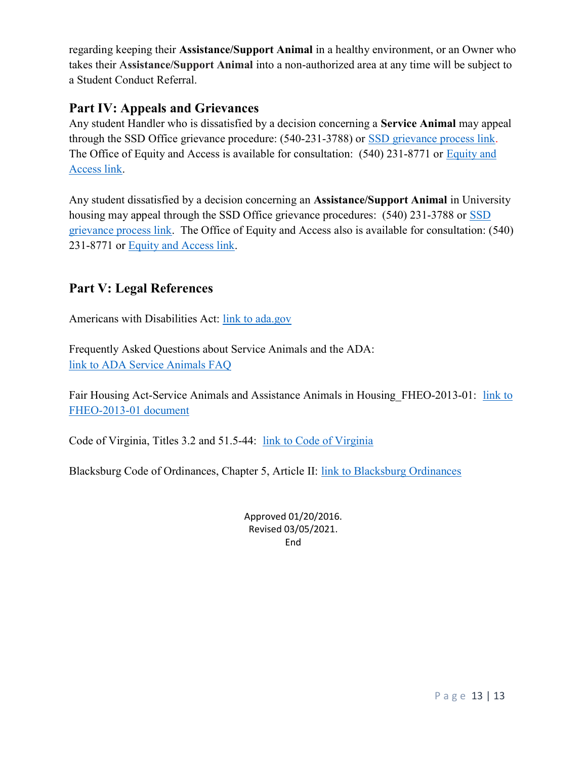regarding keeping their **Assistance/Support Animal** in a healthy environment, or an Owner who takes their **Assistance/Support Animal** into a non-authorized area at any time will be subject to a Student Conduct Referral.

## Part IV: Appeals and Grievances

Any student Handler who is dissatisfied by a decision concerning a **Service Animal** may appeal through the SSD Office grievance procedure: (540-231-3788) or SSD grievance process link. The Office of Equity and Access is available for consultation: (540) 231-8771 or Equity and Access link.

Any student dissatisfied by a decision concerning an **Assistance/Support Animal** in University housing may appeal through the SSD Office grievance procedures: (540) 231-3788 or SSD grievance process link. The Office of Equity and Access also is available for consultation: (540) 231-8771 or Equity and Access link.

## Part V: Legal References

Americans with Disabilities Act: link to ada.gov

Frequently Asked Questions about Service Animals and the ADA: link to ADA Service Animals FAQ

Fair Housing Act-Service Animals and Assistance Animals in Housing_FHEO-2013-01: link to FHEO-2013-01 document

Code of Virginia, Titles 3.2 and 51.5-44: link to Code of Virginia

Blacksburg Code of Ordinances, Chapter 5, Article II: link to Blacksburg Ordinances

Approved 01/20/2016.
Revised 03/05/2021.
End